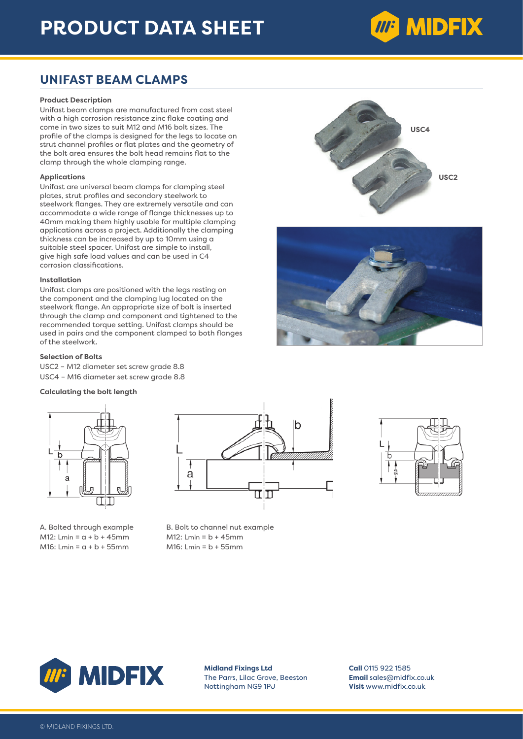# PRODUCT DATA SHEET

## UNIFAST BEAM CLAMPS

### Product Description

Unifast beam clamps are manufactured from cast steel with a high corrosion resistance zinc flake coating and come in two sizes to suit M12 and M16 bolt sizes. The profile of the clamps is designed for the legs to locate on strut channel profiles or flat plates and the geometry of the bolt area ensures the bolt head remains flat to the clamp through the whole clamping range.

### Applications

Unifast are universal beam clamps for clamping steel plates, strut profiles and secondary steelwork to steelwork flanges. They are extremely versatile and can accommodate a wide range of flange thicknesses up to 40mm making them highly usable for multiple clamping applications across a project. Additionally the clamping thickness can be increased by up to 10mm using a suitable steel spacer. Unifast are simple to install, give high safe load values and can be used in C4 corrosion classifications.

### Installation

Unifast clamps are positioned with the legs resting on the component and the clamping lug located on the steelwork flange. An appropriate size of bolt is inserted through the clamp and component and tightened to the recommended torque setting. Unifast clamps should be used in pairs and the component clamped to both flanges of the steelwork.

### Selection of Bolts

USC2 – M12 diameter set screw grade 8.8

USC4 – M16 diameter set screw grade 8.8

### Calculating the bolt length

A. Bolted through example
M12: $L_{min} = a + b + 45mm$
M16: $L_{min} = a + b + 55mm$

B. Bolt to channel nut example
M12: $L_{min} = b + 45mm$
M16: $L_{min} = b + 55mm$

**Midland Fixings Ltd**
The Parrs, Lilac Grove, Beeston
Nottingham NG9 1PJ

**Call** 0115 922 1585
**Email** sales@midfix.co.uk
**Visit** www.midfix.co.uk

© MIDLAND FIXINGS LTD.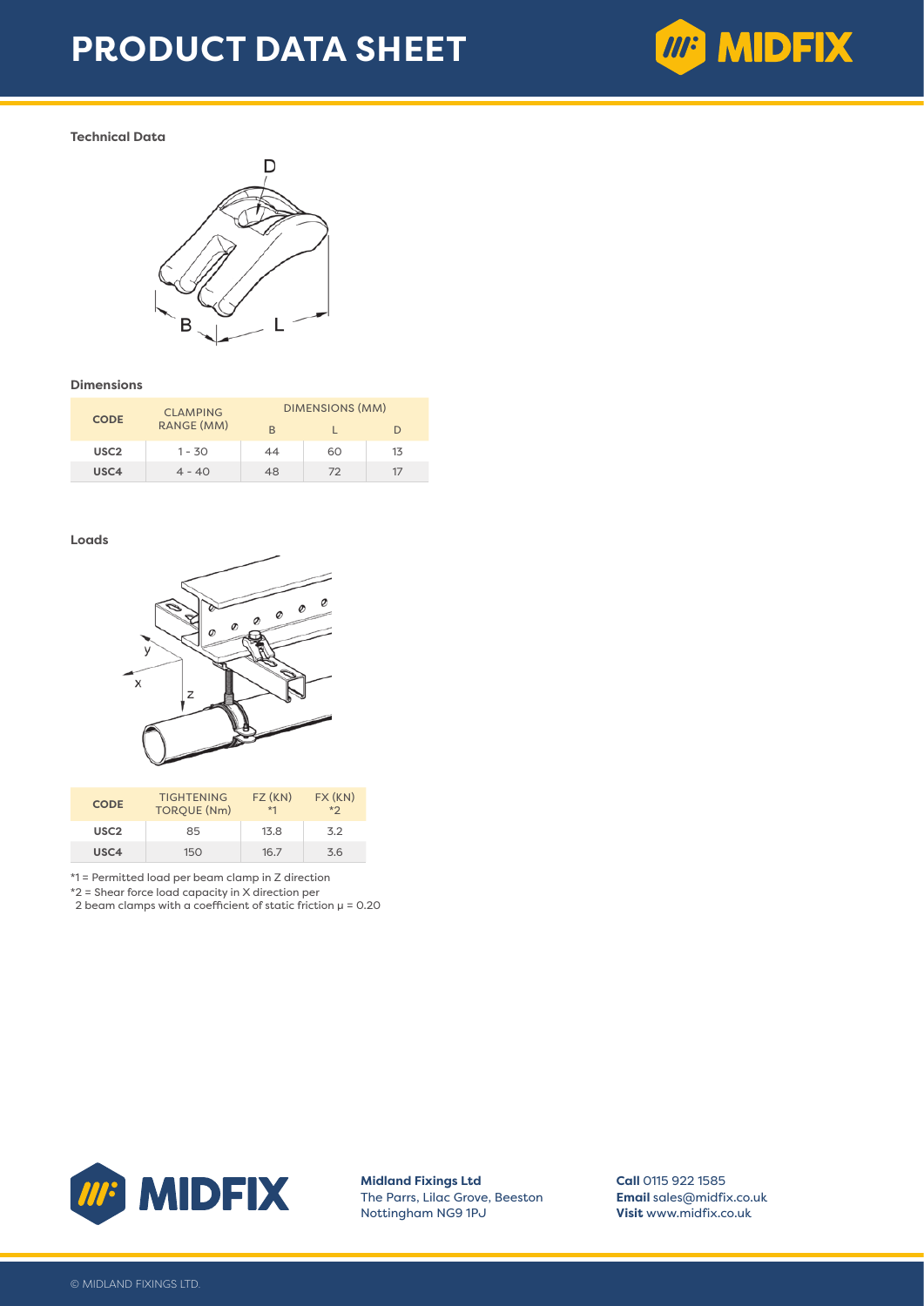# PRODUCT DATA SHEET

**Technical Data**

D

B L

**Dimensions**

| CODE | CLAMPING RANGE (MM) | DIMENSIONS (MM) | | |
|---|---|---|---|---|
| | | B | L | D |
| **USC2** | 1 - 30 | 44 | 60 | 13 |
| **USC4** | 4 - 40 | 48 | 72 | 17 |

**Loads**

y

x

z

| CODE | TIGHTENING TORQUE (Nm) | FZ (KN) *1 | FX (KN) *2 |
|---|---|---|---|
| **USC2** | 85 | 13.8 | 3.2 |
| **USC4** | 150 | 16.7 | 3.6 |

*1 = Permitted load per beam clamp in Z direction

*2 = Shear force load capacity in X direction per 2 beam clamps with a coefficient of static friction μ = 0.20

**Midland Fixings Ltd**
The Parrs, Lilac Grove, Beeston
Nottingham NG9 1PJ

**Call** 0115 922 1585
**Email** sales@midfix.co.uk
**Visit** www.midfix.co.uk

© MIDLAND FIXINGS LTD.